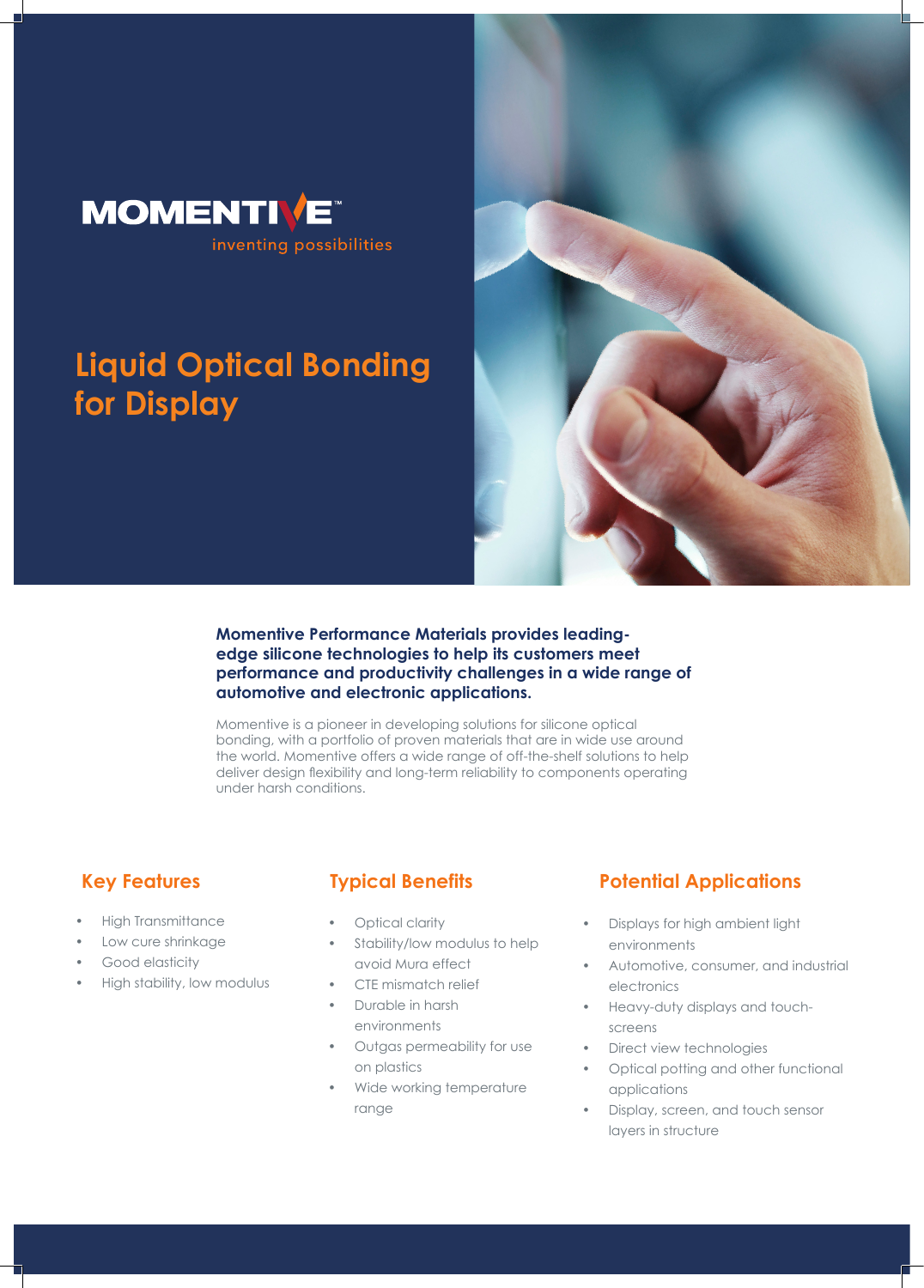MOMENTIVE™

inventing possibilities

# Liquid Optical Bonding for Display

**Momentive Performance Materials provides leading-edge silicone technologies to help its customers meet performance and productivity challenges in a wide range of automotive and electronic applications.**

Momentive is a pioneer in developing solutions for silicone optical bonding, with a portfolio of proven materials that are in wide use around the world. Momentive offers a wide range of off-the-shelf solutions to help deliver design flexibility and long-term reliability to components operating under harsh conditions.

## Key Features

- High Transmittance
- Low cure shrinkage
- Good elasticity
- High stability, low modulus

## Typical Benefits

- Optical clarity
- Stability/low modulus to help avoid Mura effect
- CTE mismatch relief
- Durable in harsh environments
- Outgas permeability for use on plastics
- Wide working temperature range

## Potential Applications

- Displays for high ambient light environments
- Automotive, consumer, and industrial electronics
- Heavy-duty displays and touch-screens
- Direct view technologies
- Optical potting and other functional applications
- Display, screen, and touch sensor layers in structure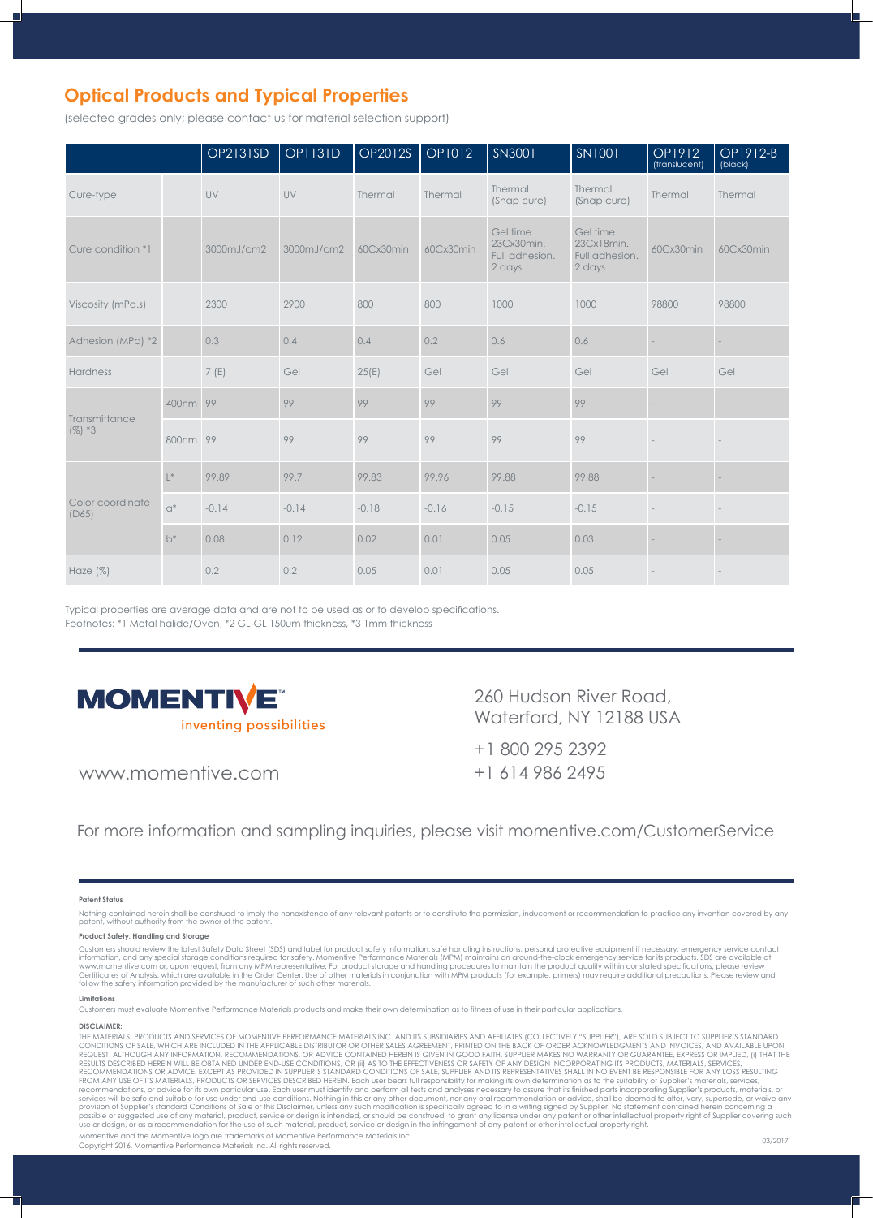## Optical Products and Typical Properties

(selected grades only; please contact us for material selection support)

| | | OP2131SD | OP1131D | OP2012S | OP1012 | SN3001 | SN1001 | OP1912 (translucent) | OP1912-B (black) |
|---|---|---|---|---|---|---|---|---|---|
| Cure-type | | UV | UV | Thermal | Thermal | Thermal (Snap cure) | Thermal (Snap cure) | Thermal | Thermal |
| Cure condition *1 | | 3000mJ/cm2 | 3000mJ/cm2 | 60Cx30min | 60Cx30min | Gel time 23Cx30min. Full adhesion. 2 days | Gel time 23Cx18min. Full adhesion. 2 days | 60Cx30min | 60Cx30min |
| Viscosity (mPa.s) | | 2300 | 2900 | 800 | 800 | 1000 | 1000 | 98800 | 98800 |
| Adhesion (MPa) *2 | | 0.3 | 0.4 | 0.4 | 0.2 | 0.6 | 0.6 | - | - |
| Hardness | | 7 (E) | Gel | 25(E) | Gel | Gel | Gel | Gel | Gel |
| Transmittance (%) *3 | 400nm | 99 | 99 | 99 | 99 | 99 | 99 | - | - |
| | 800nm | 99 | 99 | 99 | 99 | 99 | 99 | - | - |
| Color coordinate (D65) | L* | 99.89 | 99.7 | 99.83 | 99.96 | 99.88 | 99.88 | - | - |
| | a* | -0.14 | -0.14 | -0.18 | -0.16 | -0.15 | -0.15 | - | - |
| | b* | 0.08 | 0.12 | 0.02 | 0.01 | 0.05 | 0.03 | - | - |
| Haze (%) | | 0.2 | 0.2 | 0.05 | 0.01 | 0.05 | 0.05 | - | - |

Typical properties are average data and are not to be used as or to develop specifications.
Footnotes: *1 Metal halide/Oven, *2 GL-GL 150um thickness, *3 1mm thickness

MOMENTIVE™
inventing possibilities

www.momentive.com

260 Hudson River Road,
Waterford, NY 12188 USA

+1 800 295 2392
+1 614 986 2495

For more information and sampling inquiries, please visit momentive.com/CustomerService

**Patent Status**

Nothing contained herein shall be construed to imply the nonexistence of any relevant patents or to constitute the permission, inducement or recommendation to practice any invention covered by any patent, without authority from the owner of the patent.

**Product Safety, Handling and Storage**

Customers should review the latest Safety Data Sheet (SDS) and label for product safety information, safe handling instructions, personal protective equipment if necessary, emergency service contact information, and any special storage conditions required for safety. Momentive Performance Materials (MPM) maintains an around-the-clock emergency service for its products. SDS are available at www.momentive.com or, upon request, from any MPM representative. For product storage and handling procedures to maintain the product quality within our stated specifications, please review Certificates of Analysis, which are available in the Order Center. Use of other materials in conjunction with MPM products (for example, primers) may require additional precautions. Please review and follow the safety information provided by the manufacturer of such other materials.

**Limitations**

Customers must evaluate Momentive Performance Materials products and make their own determination as to fitness of use in their particular applications.

**DISCLAIMER:**

THE MATERIALS, PRODUCTS AND SERVICES OF MOMENTIVE PERFORMANCE MATERIALS INC. AND ITS SUBSIDIARIES AND AFFILIATES (COLLECTIVELY "SUPPLIER"), ARE SOLD SUBJECT TO SUPPLIER'S STANDARD CONDITIONS OF SALE, WHICH ARE INCLUDED IN THE APPLICABLE DISTRIBUTOR OR OTHER SALES AGREEMENT, PRINTED ON THE BACK OF ORDER ACKNOWLEDGMENTS AND INVOICES, AND AVAILABLE UPON REQUEST. ALTHOUGH ANY INFORMATION, RECOMMENDATIONS, OR ADVICE CONTAINED HEREIN IS GIVEN IN GOOD FAITH, SUPPLIER MAKES NO WARRANTY OR GUARANTEE, EXPRESS OR IMPLIED, (i) THAT THE RESULTS DESCRIBED HEREIN WILL BE OBTAINED UNDER END-USE CONDITIONS, OR (ii) AS TO THE EFFECTIVENESS OR SAFETY OF ANY DESIGN INCORPORATING ITS PRODUCTS, MATERIALS, SERVICES, RECOMMENDATIONS OR ADVICE. EXCEPT AS PROVIDED IN SUPPLIER'S STANDARD CONDITIONS OF SALE, SUPPLIER AND ITS REPRESENTATIVES SHALL IN NO EVENT BE RESPONSIBLE FOR ANY LOSS RESULTING FROM ANY USE OF ITS MATERIALS, PRODUCTS OR SERVICES DESCRIBED HEREIN. Each user bears full responsibility for making its own determination as to the suitability of Supplier's materials, services, recommendations, or advice for its own particular use. Each user must identify and perform all tests and analyses necessary to assure that its finished parts incorporating Supplier's products, materials, or services will be safe and suitable for use under end-use conditions. Nothing in this or any other document, nor any oral recommendation or advice, shall be deemed to alter, vary, supersede, or waive any provision of Supplier's standard Conditions of Sale or this Disclaimer, unless any such modification is specifically agreed to in a writing signed by Supplier. No statement contained herein concerning a possible or suggested use of any material, product, service or design is intended, or should be construed, to grant any license under any patent or other intellectual property right of Supplier covering such use or design, or as a recommendation for the use of such material, product, service or design in the infringement of any patent or other intellectual property right.

Momentive and the Momentive logo are trademarks of Momentive Performance Materials Inc.
Copyright 2016, Momentive Performance Materials Inc. All rights reserved.

03/2017